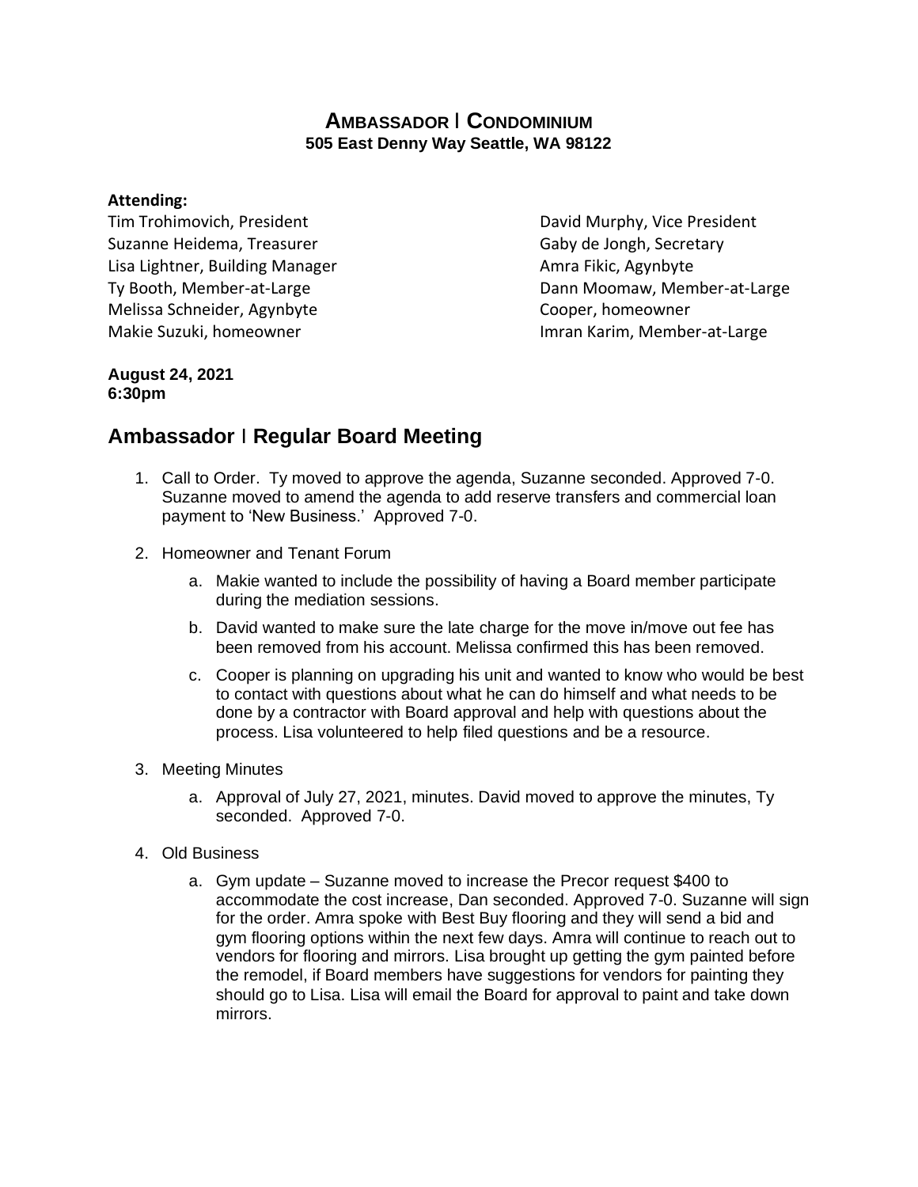# AMBASSADOR | CONDOMINIUM

**505 East Denny Way Seattle, WA 98122**

**Attending:**

Tim Trohimovich, President
David Murphy, Vice President
Suzanne Heidema, Treasurer
Gaby de Jongh, Secretary
Lisa Lightner, Building Manager
Amra Fikic, Agynbyte
Ty Booth, Member-at-Large
Dann Moomaw, Member-at-Large
Melissa Schneider, Agynbyte
Cooper, homeowner
Makie Suzuki, homeowner
Imran Karim, Member-at-Large

**August 24, 2021**
**6:30pm**

## Ambassador | Regular Board Meeting

1. Call to Order. Ty moved to approve the agenda, Suzanne seconded. Approved 7-0. Suzanne moved to amend the agenda to add reserve transfers and commercial loan payment to 'New Business.' Approved 7-0.

2. Homeowner and Tenant Forum
   a. Makie wanted to include the possibility of having a Board member participate during the mediation sessions.
   b. David wanted to make sure the late charge for the move in/move out fee has been removed from his account. Melissa confirmed this has been removed.
   c. Cooper is planning on upgrading his unit and wanted to know who would be best to contact with questions about what he can do himself and what needs to be done by a contractor with Board approval and help with questions about the process. Lisa volunteered to help filed questions and be a resource.

3. Meeting Minutes
   a. Approval of July 27, 2021, minutes. David moved to approve the minutes, Ty seconded. Approved 7-0.

4. Old Business
   a. Gym update – Suzanne moved to increase the Precor request $400 to accommodate the cost increase, Dan seconded. Approved 7-0. Suzanne will sign for the order. Amra spoke with Best Buy flooring and they will send a bid and gym flooring options within the next few days. Amra will continue to reach out to vendors for flooring and mirrors. Lisa brought up getting the gym painted before the remodel, if Board members have suggestions for vendors for painting they should go to Lisa. Lisa will email the Board for approval to paint and take down mirrors.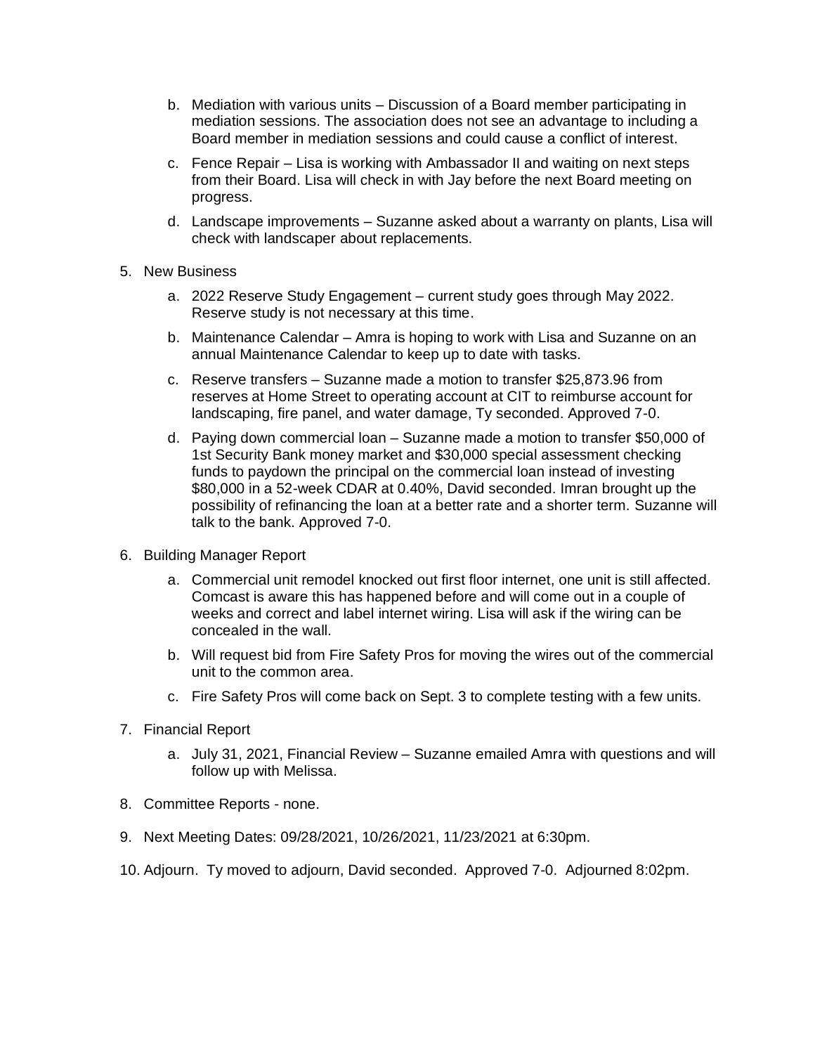b. Mediation with various units – Discussion of a Board member participating in mediation sessions. The association does not see an advantage to including a Board member in mediation sessions and could cause a conflict of interest.

c. Fence Repair – Lisa is working with Ambassador II and waiting on next steps from their Board. Lisa will check in with Jay before the next Board meeting on progress.

d. Landscape improvements – Suzanne asked about a warranty on plants, Lisa will check with landscaper about replacements.

5. New Business

   a. 2022 Reserve Study Engagement – current study goes through May 2022. Reserve study is not necessary at this time.

   b. Maintenance Calendar – Amra is hoping to work with Lisa and Suzanne on an annual Maintenance Calendar to keep up to date with tasks.

   c. Reserve transfers – Suzanne made a motion to transfer $25,873.96 from reserves at Home Street to operating account at CIT to reimburse account for landscaping, fire panel, and water damage, Ty seconded. Approved 7-0.

   d. Paying down commercial loan – Suzanne made a motion to transfer $50,000 of 1st Security Bank money market and $30,000 special assessment checking funds to paydown the principal on the commercial loan instead of investing $80,000 in a 52-week CDAR at 0.40%, David seconded. Imran brought up the possibility of refinancing the loan at a better rate and a shorter term. Suzanne will talk to the bank. Approved 7-0.

6. Building Manager Report

   a. Commercial unit remodel knocked out first floor internet, one unit is still affected. Comcast is aware this has happened before and will come out in a couple of weeks and correct and label internet wiring. Lisa will ask if the wiring can be concealed in the wall.

   b. Will request bid from Fire Safety Pros for moving the wires out of the commercial unit to the common area.

   c. Fire Safety Pros will come back on Sept. 3 to complete testing with a few units.

7. Financial Report

   a. July 31, 2021, Financial Review – Suzanne emailed Amra with questions and will follow up with Melissa.

8. Committee Reports - none.

9. Next Meeting Dates: 09/28/2021, 10/26/2021, 11/23/2021 at 6:30pm.

10. Adjourn. Ty moved to adjourn, David seconded. Approved 7-0. Adjourned 8:02pm.